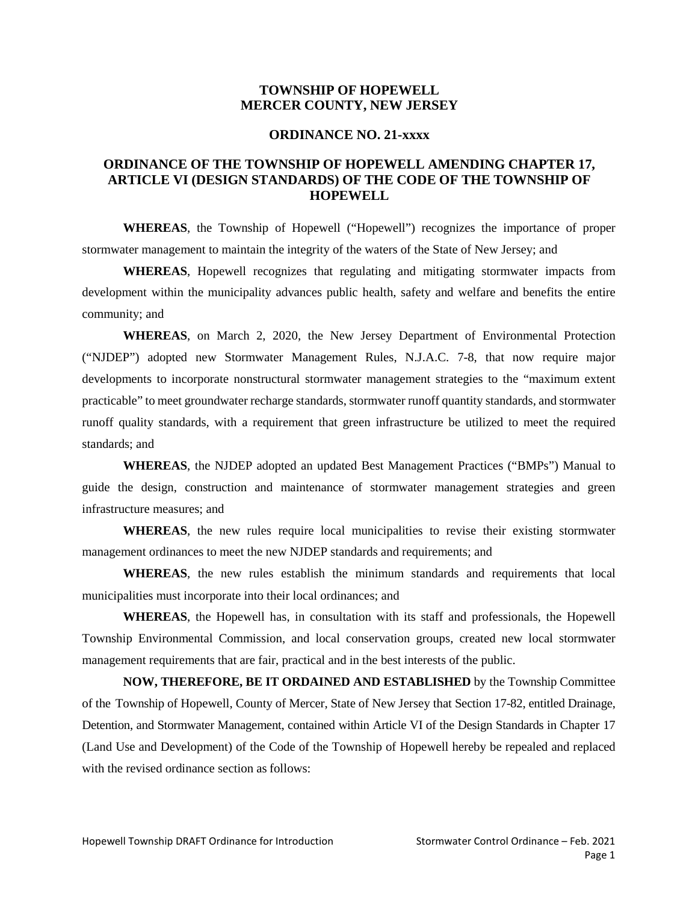# TOWNSHIP OF HOPEWELL
# MERCER COUNTY, NEW JERSEY

## ORDINANCE NO. 21-xxxx

## ORDINANCE OF THE TOWNSHIP OF HOPEWELL AMENDING CHAPTER 17, ARTICLE VI (DESIGN STANDARDS) OF THE CODE OF THE TOWNSHIP OF HOPEWELL

**WHEREAS**, the Township of Hopewell ("Hopewell") recognizes the importance of proper stormwater management to maintain the integrity of the waters of the State of New Jersey; and

**WHEREAS**, Hopewell recognizes that regulating and mitigating stormwater impacts from development within the municipality advances public health, safety and welfare and benefits the entire community; and

**WHEREAS**, on March 2, 2020, the New Jersey Department of Environmental Protection ("NJDEP") adopted new Stormwater Management Rules, N.J.A.C. 7-8, that now require major developments to incorporate nonstructural stormwater management strategies to the "maximum extent practicable" to meet groundwater recharge standards, stormwater runoff quantity standards, and stormwater runoff quality standards, with a requirement that green infrastructure be utilized to meet the required standards; and

**WHEREAS**, the NJDEP adopted an updated Best Management Practices ("BMPs") Manual to guide the design, construction and maintenance of stormwater management strategies and green infrastructure measures; and

**WHEREAS**, the new rules require local municipalities to revise their existing stormwater management ordinances to meet the new NJDEP standards and requirements; and

**WHEREAS**, the new rules establish the minimum standards and requirements that local municipalities must incorporate into their local ordinances; and

**WHEREAS**, the Hopewell has, in consultation with its staff and professionals, the Hopewell Township Environmental Commission, and local conservation groups, created new local stormwater management requirements that are fair, practical and in the best interests of the public.

**NOW, THEREFORE, BE IT ORDAINED AND ESTABLISHED** by the Township Committee of the Township of Hopewell, County of Mercer, State of New Jersey that Section 17-82, entitled Drainage, Detention, and Stormwater Management, contained within Article VI of the Design Standards in Chapter 17 (Land Use and Development) of the Code of the Township of Hopewell hereby be repealed and replaced with the revised ordinance section as follows: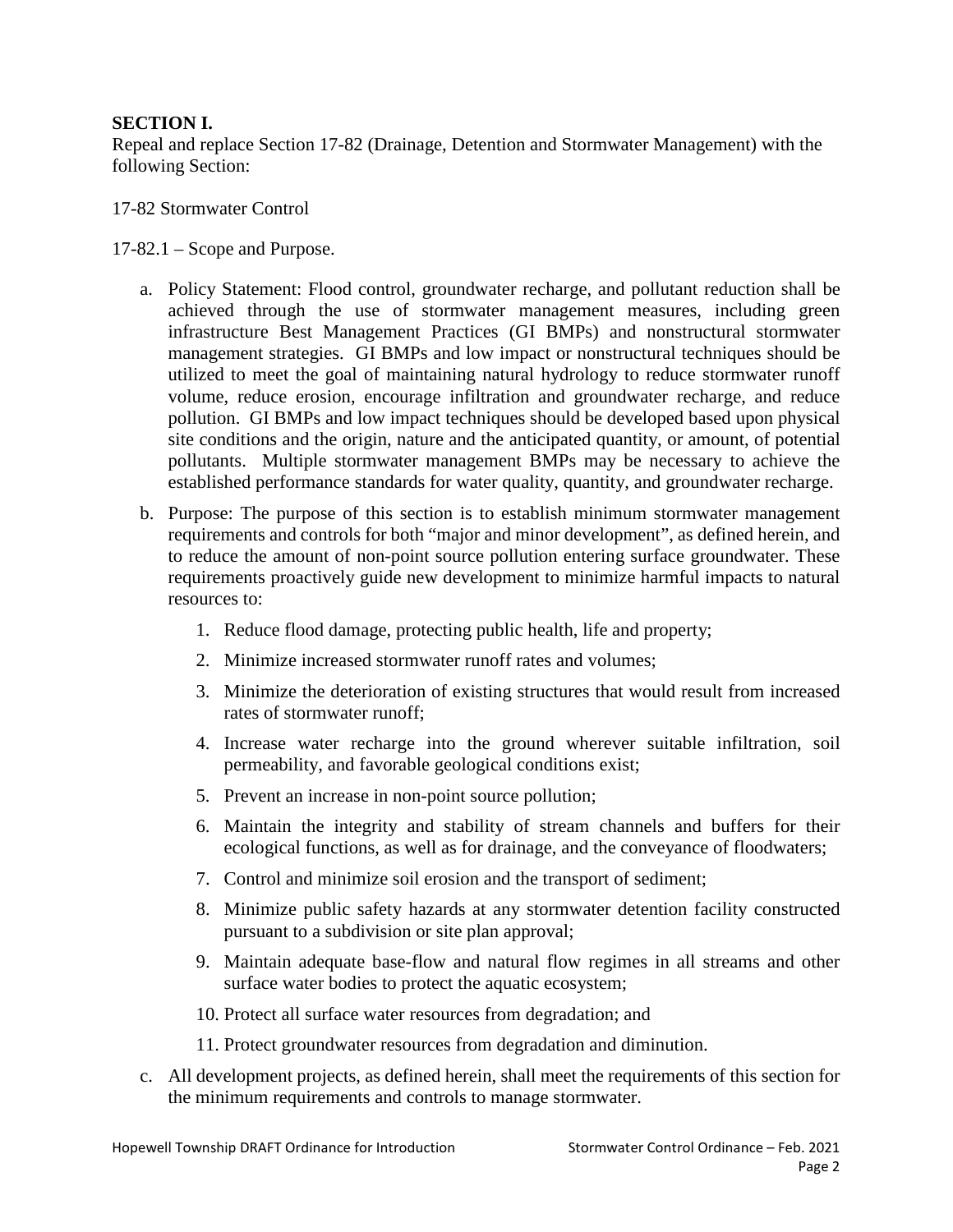**SECTION I.**
Repeal and replace Section 17-82 (Drainage, Detention and Stormwater Management) with the following Section:

17-82 Stormwater Control

17-82.1 – Scope and Purpose.

a. Policy Statement: Flood control, groundwater recharge, and pollutant reduction shall be achieved through the use of stormwater management measures, including green infrastructure Best Management Practices (GI BMPs) and nonstructural stormwater management strategies. GI BMPs and low impact or nonstructural techniques should be utilized to meet the goal of maintaining natural hydrology to reduce stormwater runoff volume, reduce erosion, encourage infiltration and groundwater recharge, and reduce pollution. GI BMPs and low impact techniques should be developed based upon physical site conditions and the origin, nature and the anticipated quantity, or amount, of potential pollutants. Multiple stormwater management BMPs may be necessary to achieve the established performance standards for water quality, quantity, and groundwater recharge.

b. Purpose: The purpose of this section is to establish minimum stormwater management requirements and controls for both "major and minor development", as defined herein, and to reduce the amount of non-point source pollution entering surface groundwater. These requirements proactively guide new development to minimize harmful impacts to natural resources to:

   1. Reduce flood damage, protecting public health, life and property;
   2. Minimize increased stormwater runoff rates and volumes;
   3. Minimize the deterioration of existing structures that would result from increased rates of stormwater runoff;
   4. Increase water recharge into the ground wherever suitable infiltration, soil permeability, and favorable geological conditions exist;
   5. Prevent an increase in non-point source pollution;
   6. Maintain the integrity and stability of stream channels and buffers for their ecological functions, as well as for drainage, and the conveyance of floodwaters;
   7. Control and minimize soil erosion and the transport of sediment;
   8. Minimize public safety hazards at any stormwater detention facility constructed pursuant to a subdivision or site plan approval;
   9. Maintain adequate base-flow and natural flow regimes in all streams and other surface water bodies to protect the aquatic ecosystem;
   10. Protect all surface water resources from degradation; and
   11. Protect groundwater resources from degradation and diminution.

c. All development projects, as defined herein, shall meet the requirements of this section for the minimum requirements and controls to manage stormwater.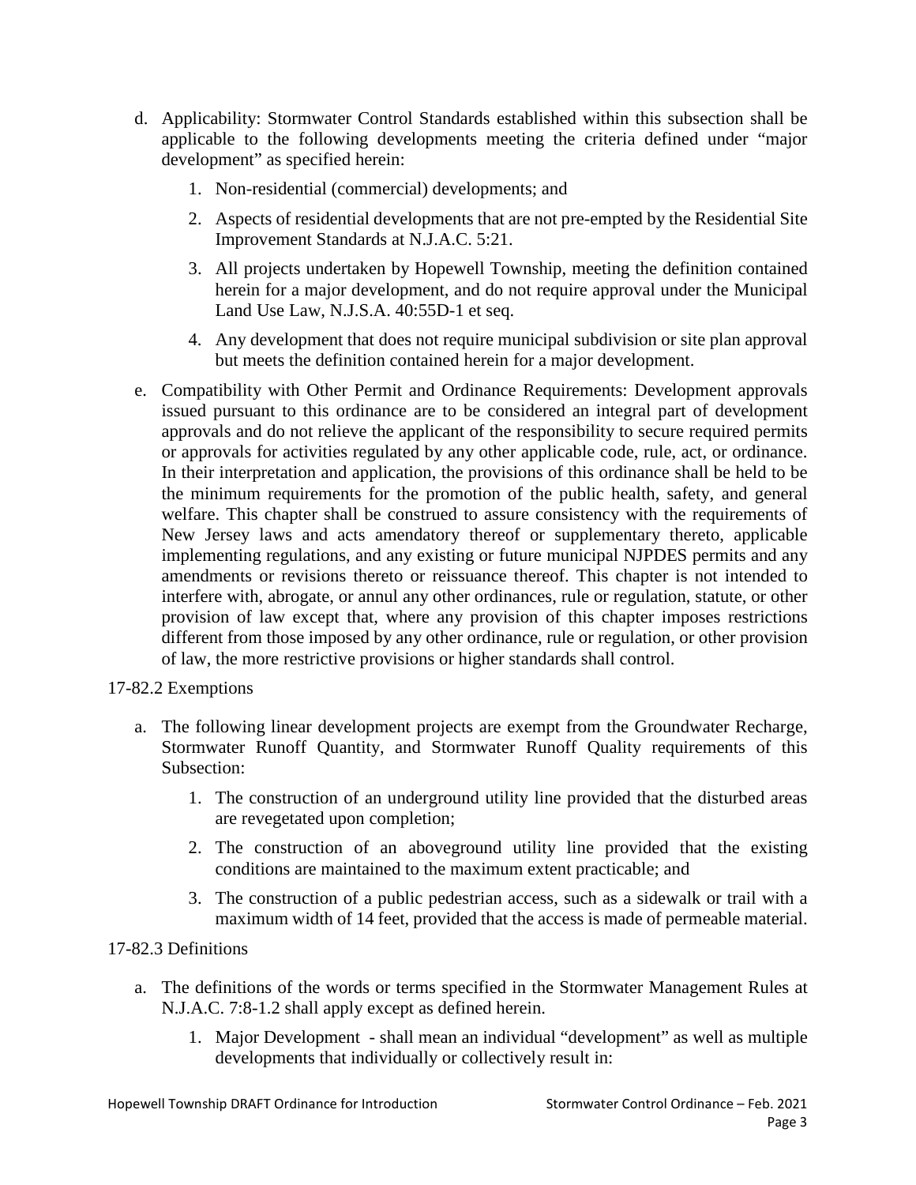d. Applicability: Stormwater Control Standards established within this subsection shall be applicable to the following developments meeting the criteria defined under "major development" as specified herein:

    1. Non-residential (commercial) developments; and
    2. Aspects of residential developments that are not pre-empted by the Residential Site Improvement Standards at N.J.A.C. 5:21.
    3. All projects undertaken by Hopewell Township, meeting the definition contained herein for a major development, and do not require approval under the Municipal Land Use Law, N.J.S.A. 40:55D-1 et seq.
    4. Any development that does not require municipal subdivision or site plan approval but meets the definition contained herein for a major development.

e. Compatibility with Other Permit and Ordinance Requirements: Development approvals issued pursuant to this ordinance are to be considered an integral part of development approvals and do not relieve the applicant of the responsibility to secure required permits or approvals for activities regulated by any other applicable code, rule, act, or ordinance. In their interpretation and application, the provisions of this ordinance shall be held to be the minimum requirements for the promotion of the public health, safety, and general welfare. This chapter shall be construed to assure consistency with the requirements of New Jersey laws and acts amendatory thereof or supplementary thereto, applicable implementing regulations, and any existing or future municipal NJPDES permits and any amendments or revisions thereto or reissuance thereof. This chapter is not intended to interfere with, abrogate, or annul any other ordinances, rule or regulation, statute, or other provision of law except that, where any provision of this chapter imposes restrictions different from those imposed by any other ordinance, rule or regulation, or other provision of law, the more restrictive provisions or higher standards shall control.

17-82.2 Exemptions

a. The following linear development projects are exempt from the Groundwater Recharge, Stormwater Runoff Quantity, and Stormwater Runoff Quality requirements of this Subsection:

    1. The construction of an underground utility line provided that the disturbed areas are revegetated upon completion;
    2. The construction of an aboveground utility line provided that the existing conditions are maintained to the maximum extent practicable; and
    3. The construction of a public pedestrian access, such as a sidewalk or trail with a maximum width of 14 feet, provided that the access is made of permeable material.

17-82.3 Definitions

a. The definitions of the words or terms specified in the Stormwater Management Rules at N.J.A.C. 7:8-1.2 shall apply except as defined herein.

    1. Major Development - shall mean an individual "development" as well as multiple developments that individually or collectively result in: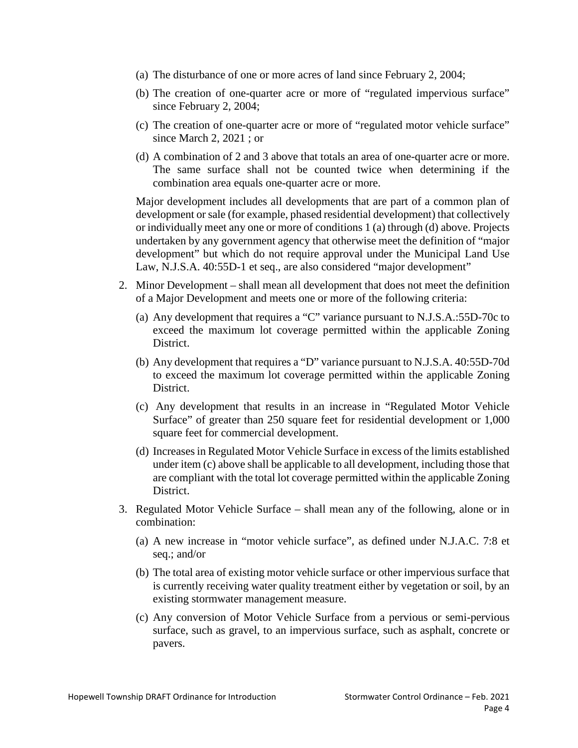(a) The disturbance of one or more acres of land since February 2, 2004;

(b) The creation of one-quarter acre or more of "regulated impervious surface" since February 2, 2004;

(c) The creation of one-quarter acre or more of "regulated motor vehicle surface" since March 2, 2021 ; or

(d) A combination of 2 and 3 above that totals an area of one-quarter acre or more. The same surface shall not be counted twice when determining if the combination area equals one-quarter acre or more.

Major development includes all developments that are part of a common plan of development or sale (for example, phased residential development) that collectively or individually meet any one or more of conditions 1 (a) through (d) above. Projects undertaken by any government agency that otherwise meet the definition of "major development" but which do not require approval under the Municipal Land Use Law, N.J.S.A. 40:55D-1 et seq., are also considered "major development"

2. Minor Development – shall mean all development that does not meet the definition of a Major Development and meets one or more of the following criteria:

   (a) Any development that requires a "C" variance pursuant to N.J.S.A.:55D-70c to exceed the maximum lot coverage permitted within the applicable Zoning District.

   (b) Any development that requires a "D" variance pursuant to N.J.S.A. 40:55D-70d to exceed the maximum lot coverage permitted within the applicable Zoning District.

   (c) Any development that results in an increase in "Regulated Motor Vehicle Surface" of greater than 250 square feet for residential development or 1,000 square feet for commercial development.

   (d) Increases in Regulated Motor Vehicle Surface in excess of the limits established under item (c) above shall be applicable to all development, including those that are compliant with the total lot coverage permitted within the applicable Zoning District.

3. Regulated Motor Vehicle Surface – shall mean any of the following, alone or in combination:

   (a) A new increase in "motor vehicle surface", as defined under N.J.A.C. 7:8 et seq.; and/or

   (b) The total area of existing motor vehicle surface or other impervious surface that is currently receiving water quality treatment either by vegetation or soil, by an existing stormwater management measure.

   (c) Any conversion of Motor Vehicle Surface from a pervious or semi-pervious surface, such as gravel, to an impervious surface, such as asphalt, concrete or pavers.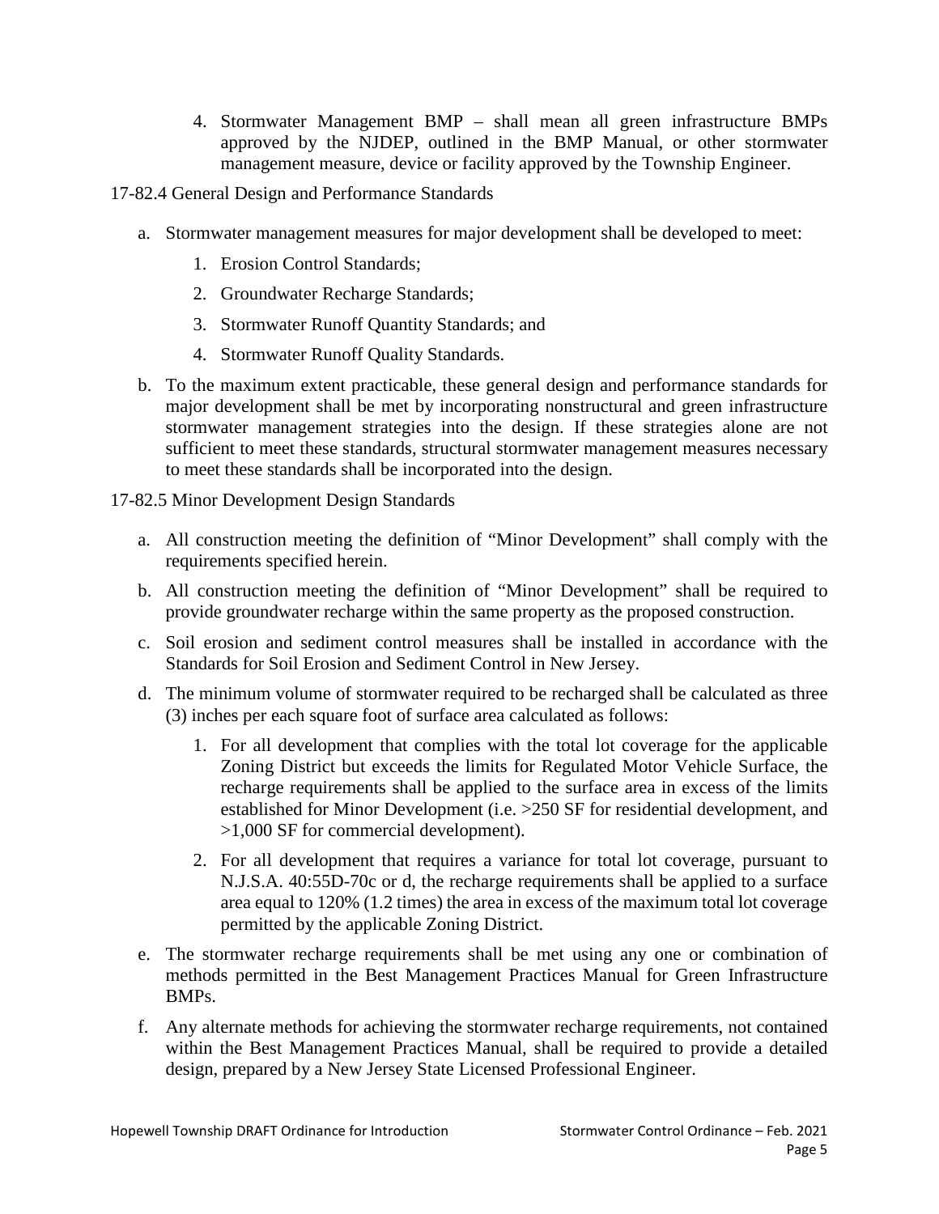4. Stormwater Management BMP – shall mean all green infrastructure BMPs approved by the NJDEP, outlined in the BMP Manual, or other stormwater management measure, device or facility approved by the Township Engineer.

17-82.4 General Design and Performance Standards

a. Stormwater management measures for major development shall be developed to meet:

   1. Erosion Control Standards;
   2. Groundwater Recharge Standards;
   3. Stormwater Runoff Quantity Standards; and
   4. Stormwater Runoff Quality Standards.

b. To the maximum extent practicable, these general design and performance standards for major development shall be met by incorporating nonstructural and green infrastructure stormwater management strategies into the design. If these strategies alone are not sufficient to meet these standards, structural stormwater management measures necessary to meet these standards shall be incorporated into the design.

17-82.5 Minor Development Design Standards

a. All construction meeting the definition of "Minor Development" shall comply with the requirements specified herein.

b. All construction meeting the definition of "Minor Development" shall be required to provide groundwater recharge within the same property as the proposed construction.

c. Soil erosion and sediment control measures shall be installed in accordance with the Standards for Soil Erosion and Sediment Control in New Jersey.

d. The minimum volume of stormwater required to be recharged shall be calculated as three (3) inches per each square foot of surface area calculated as follows:

   1. For all development that complies with the total lot coverage for the applicable Zoning District but exceeds the limits for Regulated Motor Vehicle Surface, the recharge requirements shall be applied to the surface area in excess of the limits established for Minor Development (i.e. >250 SF for residential development, and >1,000 SF for commercial development).
   2. For all development that requires a variance for total lot coverage, pursuant to N.J.S.A. 40:55D-70c or d, the recharge requirements shall be applied to a surface area equal to 120% (1.2 times) the area in excess of the maximum total lot coverage permitted by the applicable Zoning District.

e. The stormwater recharge requirements shall be met using any one or combination of methods permitted in the Best Management Practices Manual for Green Infrastructure BMPs.

f. Any alternate methods for achieving the stormwater recharge requirements, not contained within the Best Management Practices Manual, shall be required to provide a detailed design, prepared by a New Jersey State Licensed Professional Engineer.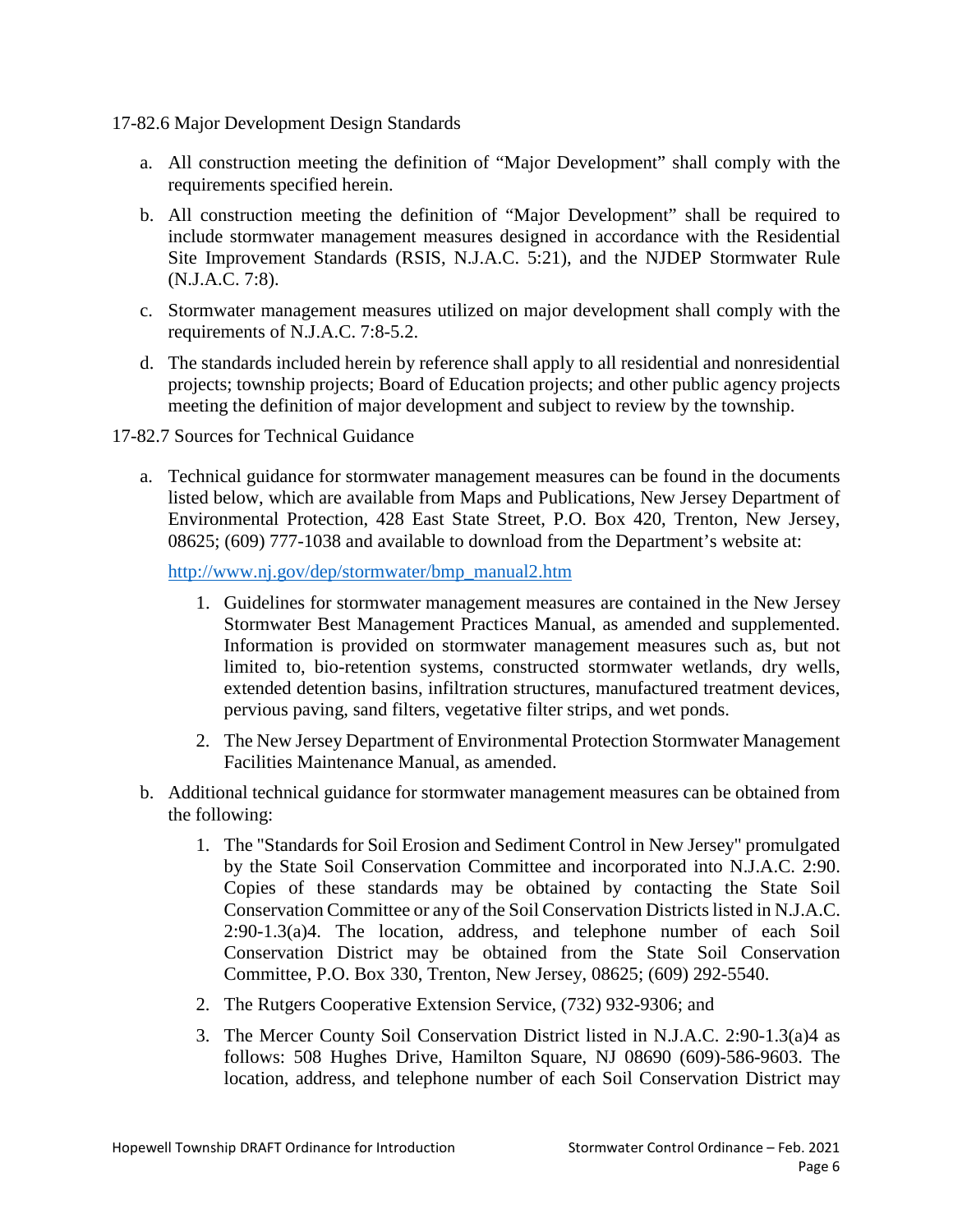17-82.6 Major Development Design Standards

a. All construction meeting the definition of “Major Development” shall comply with the requirements specified herein.

b. All construction meeting the definition of “Major Development” shall be required to include stormwater management measures designed in accordance with the Residential Site Improvement Standards (RSIS, N.J.A.C. 5:21), and the NJDEP Stormwater Rule (N.J.A.C. 7:8).

c. Stormwater management measures utilized on major development shall comply with the requirements of N.J.A.C. 7:8-5.2.

d. The standards included herein by reference shall apply to all residential and nonresidential projects; township projects; Board of Education projects; and other public agency projects meeting the definition of major development and subject to review by the township.

17-82.7 Sources for Technical Guidance

a. Technical guidance for stormwater management measures can be found in the documents listed below, which are available from Maps and Publications, New Jersey Department of Environmental Protection, 428 East State Street, P.O. Box 420, Trenton, New Jersey, 08625; (609) 777-1038 and available to download from the Department’s website at:

   http://www.nj.gov/dep/stormwater/bmp_manual2.htm

   1. Guidelines for stormwater management measures are contained in the New Jersey Stormwater Best Management Practices Manual, as amended and supplemented. Information is provided on stormwater management measures such as, but not limited to, bio-retention systems, constructed stormwater wetlands, dry wells, extended detention basins, infiltration structures, manufactured treatment devices, pervious paving, sand filters, vegetative filter strips, and wet ponds.

   2. The New Jersey Department of Environmental Protection Stormwater Management Facilities Maintenance Manual, as amended.

b. Additional technical guidance for stormwater management measures can be obtained from the following:

   1. The "Standards for Soil Erosion and Sediment Control in New Jersey" promulgated by the State Soil Conservation Committee and incorporated into N.J.A.C. 2:90. Copies of these standards may be obtained by contacting the State Soil Conservation Committee or any of the Soil Conservation Districts listed in N.J.A.C. 2:90-1.3(a)4. The location, address, and telephone number of each Soil Conservation District may be obtained from the State Soil Conservation Committee, P.O. Box 330, Trenton, New Jersey, 08625; (609) 292-5540.

   2. The Rutgers Cooperative Extension Service, (732) 932-9306; and

   3. The Mercer County Soil Conservation District listed in N.J.A.C. 2:90-1.3(a)4 as follows: 508 Hughes Drive, Hamilton Square, NJ 08690 (609)-586-9603. The location, address, and telephone number of each Soil Conservation District may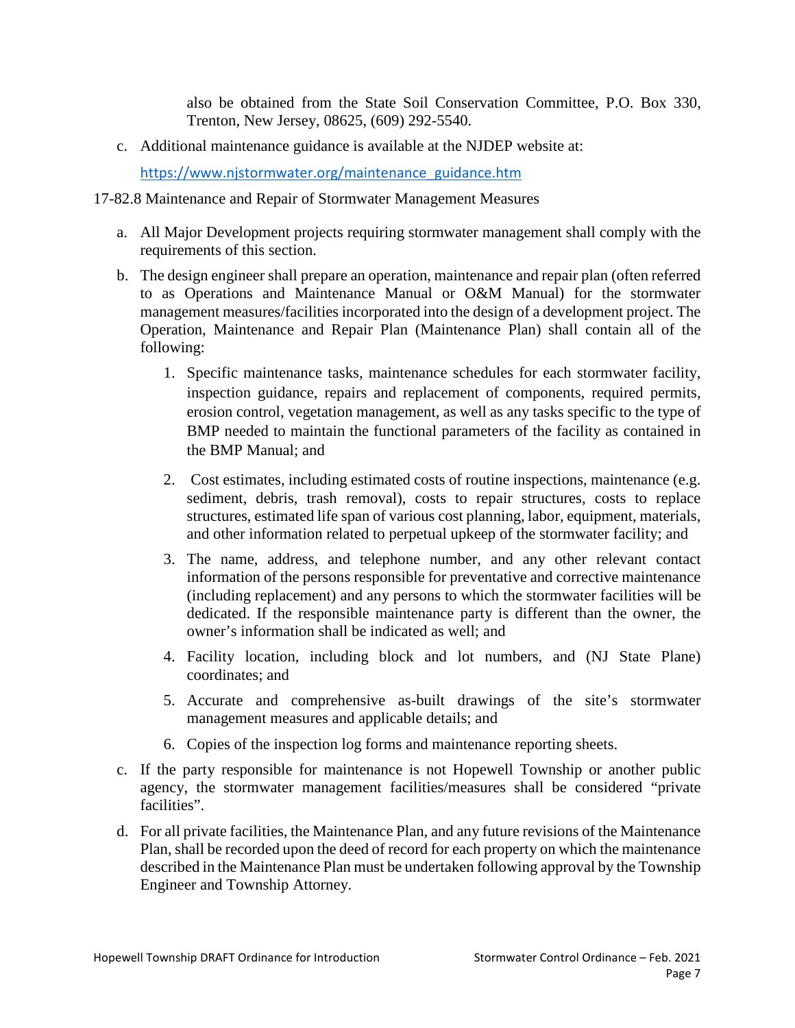also be obtained from the State Soil Conservation Committee, P.O. Box 330, Trenton, New Jersey, 08625, (609) 292-5540.

c. Additional maintenance guidance is available at the NJDEP website at:

   https://www.njstormwater.org/maintenance_guidance.htm

17-82.8 Maintenance and Repair of Stormwater Management Measures

a. All Major Development projects requiring stormwater management shall comply with the requirements of this section.

b. The design engineer shall prepare an operation, maintenance and repair plan (often referred to as Operations and Maintenance Manual or O&M Manual) for the stormwater management measures/facilities incorporated into the design of a development project. The Operation, Maintenance and Repair Plan (Maintenance Plan) shall contain all of the following:

   1. Specific maintenance tasks, maintenance schedules for each stormwater facility, inspection guidance, repairs and replacement of components, required permits, erosion control, vegetation management, as well as any tasks specific to the type of BMP needed to maintain the functional parameters of the facility as contained in the BMP Manual; and

   2. Cost estimates, including estimated costs of routine inspections, maintenance (e.g. sediment, debris, trash removal), costs to repair structures, costs to replace structures, estimated life span of various cost planning, labor, equipment, materials, and other information related to perpetual upkeep of the stormwater facility; and

   3. The name, address, and telephone number, and any other relevant contact information of the persons responsible for preventative and corrective maintenance (including replacement) and any persons to which the stormwater facilities will be dedicated. If the responsible maintenance party is different than the owner, the owner's information shall be indicated as well; and

   4. Facility location, including block and lot numbers, and (NJ State Plane) coordinates; and

   5. Accurate and comprehensive as-built drawings of the site's stormwater management measures and applicable details; and

   6. Copies of the inspection log forms and maintenance reporting sheets.

c. If the party responsible for maintenance is not Hopewell Township or another public agency, the stormwater management facilities/measures shall be considered "private facilities".

d. For all private facilities, the Maintenance Plan, and any future revisions of the Maintenance Plan, shall be recorded upon the deed of record for each property on which the maintenance described in the Maintenance Plan must be undertaken following approval by the Township Engineer and Township Attorney.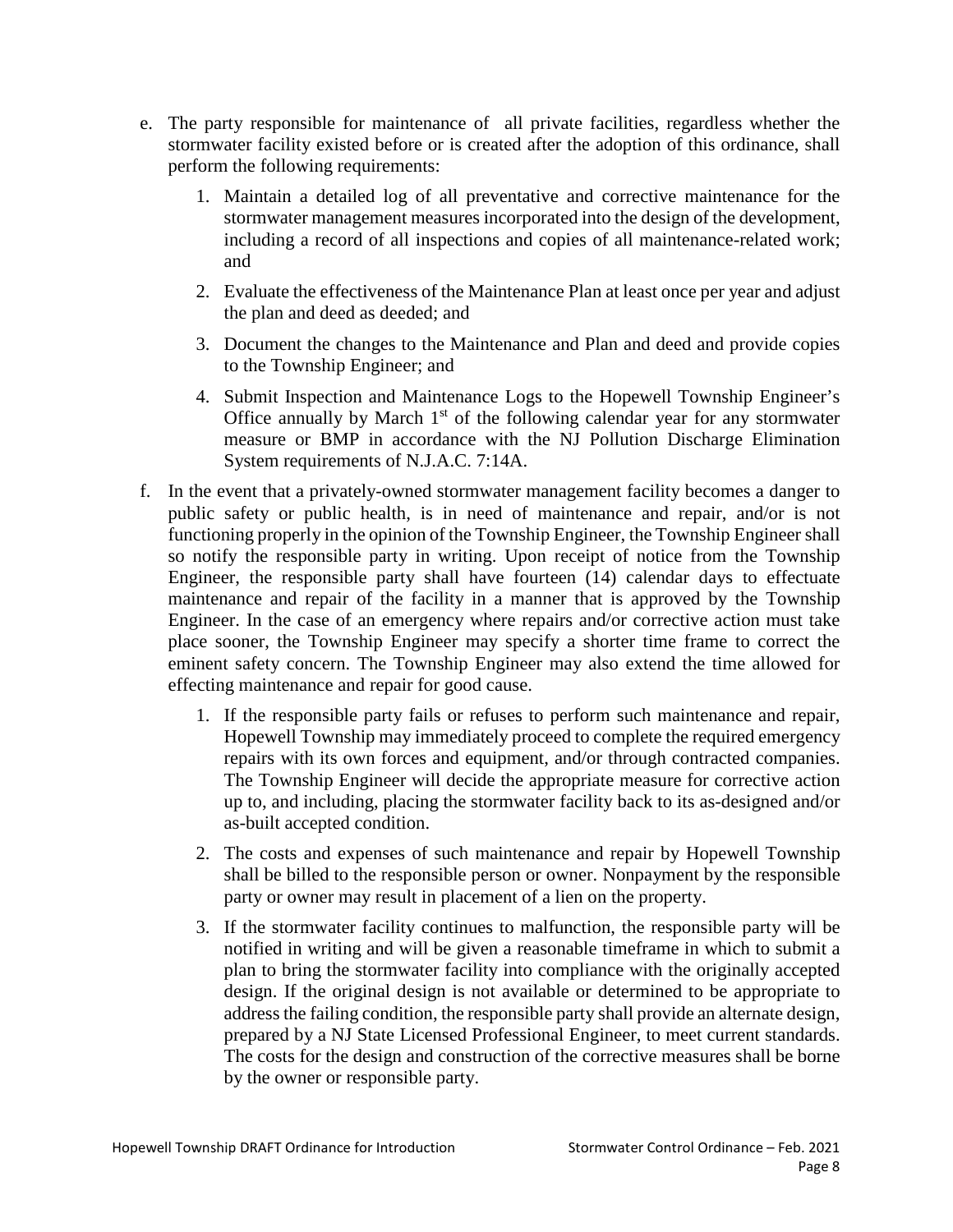e. The party responsible for maintenance of all private facilities, regardless whether the stormwater facility existed before or is created after the adoption of this ordinance, shall perform the following requirements:

    1. Maintain a detailed log of all preventative and corrective maintenance for the stormwater management measures incorporated into the design of the development, including a record of all inspections and copies of all maintenance-related work; and

    2. Evaluate the effectiveness of the Maintenance Plan at least once per year and adjust the plan and deed as deeded; and

    3. Document the changes to the Maintenance and Plan and deed and provide copies to the Township Engineer; and

    4. Submit Inspection and Maintenance Logs to the Hopewell Township Engineer's Office annually by March 1st of the following calendar year for any stormwater measure or BMP in accordance with the NJ Pollution Discharge Elimination System requirements of N.J.A.C. 7:14A.

f. In the event that a privately-owned stormwater management facility becomes a danger to public safety or public health, is in need of maintenance and repair, and/or is not functioning properly in the opinion of the Township Engineer, the Township Engineer shall so notify the responsible party in writing. Upon receipt of notice from the Township Engineer, the responsible party shall have fourteen (14) calendar days to effectuate maintenance and repair of the facility in a manner that is approved by the Township Engineer. In the case of an emergency where repairs and/or corrective action must take place sooner, the Township Engineer may specify a shorter time frame to correct the eminent safety concern. The Township Engineer may also extend the time allowed for effecting maintenance and repair for good cause.

    1. If the responsible party fails or refuses to perform such maintenance and repair, Hopewell Township may immediately proceed to complete the required emergency repairs with its own forces and equipment, and/or through contracted companies. The Township Engineer will decide the appropriate measure for corrective action up to, and including, placing the stormwater facility back to its as-designed and/or as-built accepted condition.

    2. The costs and expenses of such maintenance and repair by Hopewell Township shall be billed to the responsible person or owner. Nonpayment by the responsible party or owner may result in placement of a lien on the property.

    3. If the stormwater facility continues to malfunction, the responsible party will be notified in writing and will be given a reasonable timeframe in which to submit a plan to bring the stormwater facility into compliance with the originally accepted design. If the original design is not available or determined to be appropriate to address the failing condition, the responsible party shall provide an alternate design, prepared by a NJ State Licensed Professional Engineer, to meet current standards. The costs for the design and construction of the corrective measures shall be borne by the owner or responsible party.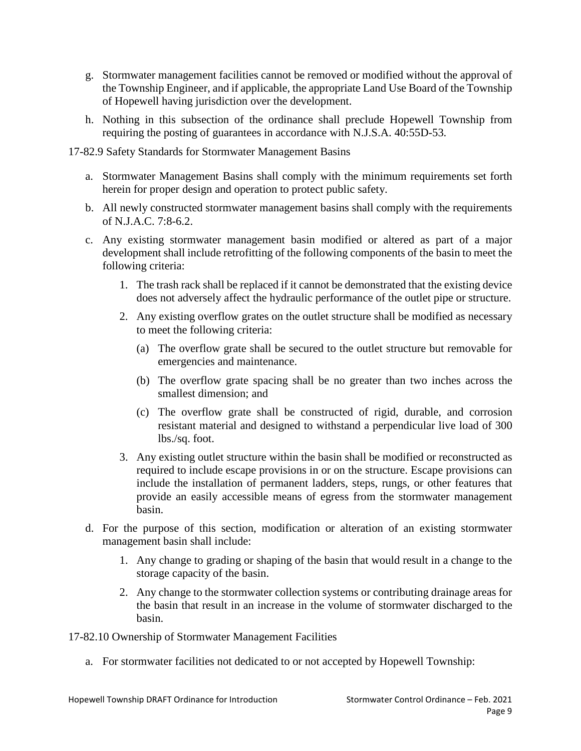g. Stormwater management facilities cannot be removed or modified without the approval of the Township Engineer, and if applicable, the appropriate Land Use Board of the Township of Hopewell having jurisdiction over the development.

h. Nothing in this subsection of the ordinance shall preclude Hopewell Township from requiring the posting of guarantees in accordance with N.J.S.A. 40:55D-53.

17-82.9 Safety Standards for Stormwater Management Basins

a. Stormwater Management Basins shall comply with the minimum requirements set forth herein for proper design and operation to protect public safety.

b. All newly constructed stormwater management basins shall comply with the requirements of N.J.A.C. 7:8-6.2.

c. Any existing stormwater management basin modified or altered as part of a major development shall include retrofitting of the following components of the basin to meet the following criteria:

   1. The trash rack shall be replaced if it cannot be demonstrated that the existing device does not adversely affect the hydraulic performance of the outlet pipe or structure.

   2. Any existing overflow grates on the outlet structure shall be modified as necessary to meet the following criteria:

      (a) The overflow grate shall be secured to the outlet structure but removable for emergencies and maintenance.

      (b) The overflow grate spacing shall be no greater than two inches across the smallest dimension; and

      (c) The overflow grate shall be constructed of rigid, durable, and corrosion resistant material and designed to withstand a perpendicular live load of 300 lbs./sq. foot.

   3. Any existing outlet structure within the basin shall be modified or reconstructed as required to include escape provisions in or on the structure. Escape provisions can include the installation of permanent ladders, steps, rungs, or other features that provide an easily accessible means of egress from the stormwater management basin.

d. For the purpose of this section, modification or alteration of an existing stormwater management basin shall include:

   1. Any change to grading or shaping of the basin that would result in a change to the storage capacity of the basin.

   2. Any change to the stormwater collection systems or contributing drainage areas for the basin that result in an increase in the volume of stormwater discharged to the basin.

17-82.10 Ownership of Stormwater Management Facilities

a. For stormwater facilities not dedicated to or not accepted by Hopewell Township: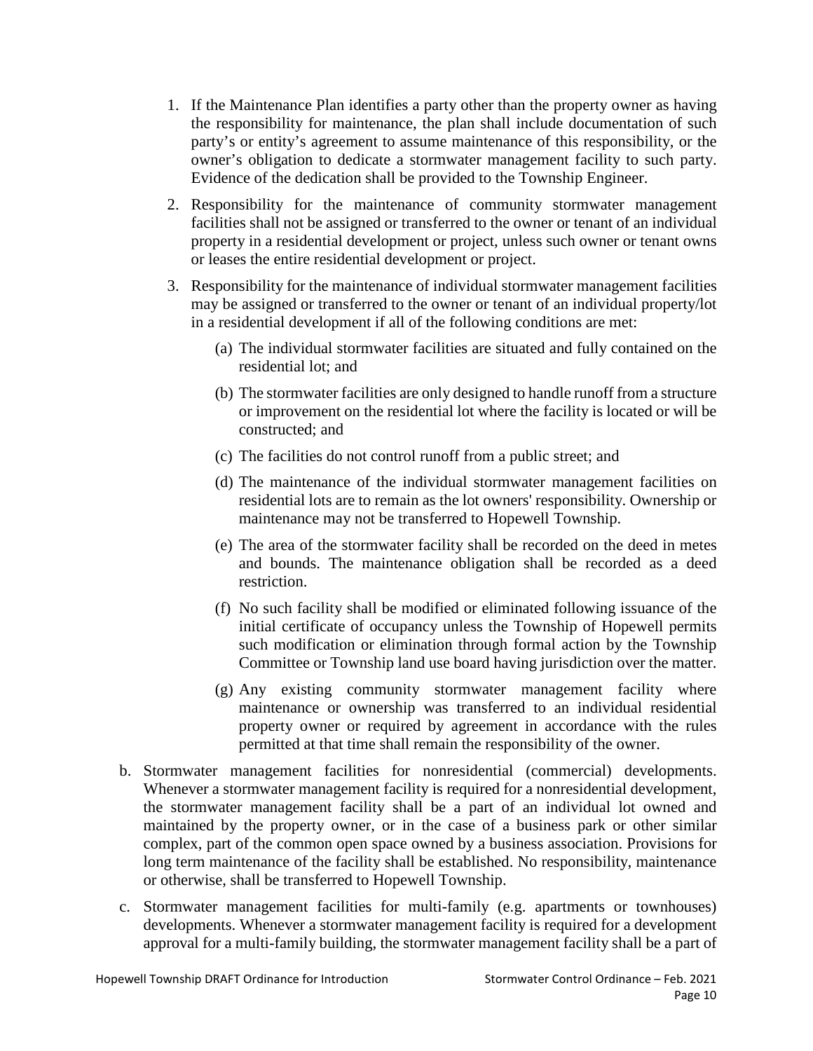1. If the Maintenance Plan identifies a party other than the property owner as having the responsibility for maintenance, the plan shall include documentation of such party's or entity's agreement to assume maintenance of this responsibility, or the owner's obligation to dedicate a stormwater management facility to such party. Evidence of the dedication shall be provided to the Township Engineer.

2. Responsibility for the maintenance of community stormwater management facilities shall not be assigned or transferred to the owner or tenant of an individual property in a residential development or project, unless such owner or tenant owns or leases the entire residential development or project.

3. Responsibility for the maintenance of individual stormwater management facilities may be assigned or transferred to the owner or tenant of an individual property/lot in a residential development if all of the following conditions are met:

   (a) The individual stormwater facilities are situated and fully contained on the residential lot; and

   (b) The stormwater facilities are only designed to handle runoff from a structure or improvement on the residential lot where the facility is located or will be constructed; and

   (c) The facilities do not control runoff from a public street; and

   (d) The maintenance of the individual stormwater management facilities on residential lots are to remain as the lot owners' responsibility. Ownership or maintenance may not be transferred to Hopewell Township.

   (e) The area of the stormwater facility shall be recorded on the deed in metes and bounds. The maintenance obligation shall be recorded as a deed restriction.

   (f) No such facility shall be modified or eliminated following issuance of the initial certificate of occupancy unless the Township of Hopewell permits such modification or elimination through formal action by the Township Committee or Township land use board having jurisdiction over the matter.

   (g) Any existing community stormwater management facility where maintenance or ownership was transferred to an individual residential property owner or required by agreement in accordance with the rules permitted at that time shall remain the responsibility of the owner.

b. Stormwater management facilities for nonresidential (commercial) developments. Whenever a stormwater management facility is required for a nonresidential development, the stormwater management facility shall be a part of an individual lot owned and maintained by the property owner, or in the case of a business park or other similar complex, part of the common open space owned by a business association. Provisions for long term maintenance of the facility shall be established. No responsibility, maintenance or otherwise, shall be transferred to Hopewell Township.

c. Stormwater management facilities for multi-family (e.g. apartments or townhouses) developments. Whenever a stormwater management facility is required for a development approval for a multi-family building, the stormwater management facility shall be a part of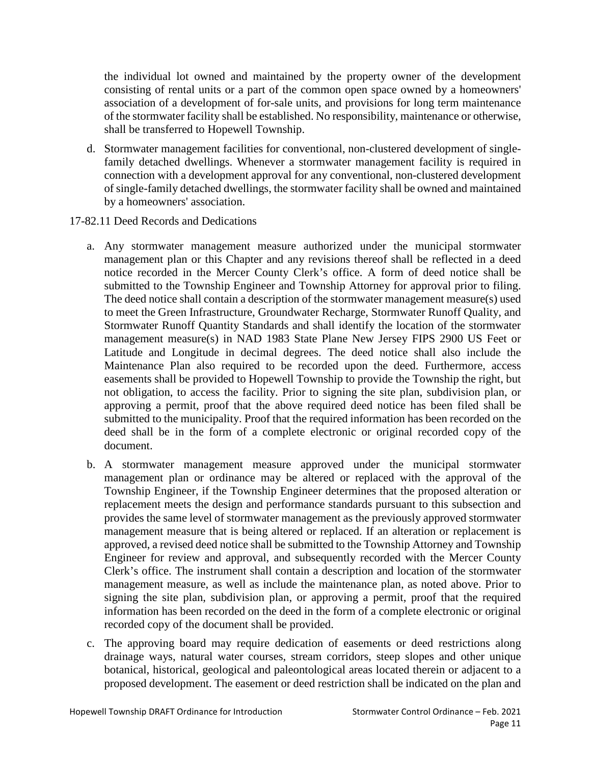the individual lot owned and maintained by the property owner of the development consisting of rental units or a part of the common open space owned by a homeowners' association of a development of for-sale units, and provisions for long term maintenance of the stormwater facility shall be established. No responsibility, maintenance or otherwise, shall be transferred to Hopewell Township.

d. Stormwater management facilities for conventional, non-clustered development of single-family detached dwellings. Whenever a stormwater management facility is required in connection with a development approval for any conventional, non-clustered development of single-family detached dwellings, the stormwater facility shall be owned and maintained by a homeowners' association.

17-82.11 Deed Records and Dedications

a. Any stormwater management measure authorized under the municipal stormwater management plan or this Chapter and any revisions thereof shall be reflected in a deed notice recorded in the Mercer County Clerk's office. A form of deed notice shall be submitted to the Township Engineer and Township Attorney for approval prior to filing. The deed notice shall contain a description of the stormwater management measure(s) used to meet the Green Infrastructure, Groundwater Recharge, Stormwater Runoff Quality, and Stormwater Runoff Quantity Standards and shall identify the location of the stormwater management measure(s) in NAD 1983 State Plane New Jersey FIPS 2900 US Feet or Latitude and Longitude in decimal degrees. The deed notice shall also include the Maintenance Plan also required to be recorded upon the deed. Furthermore, access easements shall be provided to Hopewell Township to provide the Township the right, but not obligation, to access the facility. Prior to signing the site plan, subdivision plan, or approving a permit, proof that the above required deed notice has been filed shall be submitted to the municipality. Proof that the required information has been recorded on the deed shall be in the form of a complete electronic or original recorded copy of the document.

b. A stormwater management measure approved under the municipal stormwater management plan or ordinance may be altered or replaced with the approval of the Township Engineer, if the Township Engineer determines that the proposed alteration or replacement meets the design and performance standards pursuant to this subsection and provides the same level of stormwater management as the previously approved stormwater management measure that is being altered or replaced. If an alteration or replacement is approved, a revised deed notice shall be submitted to the Township Attorney and Township Engineer for review and approval, and subsequently recorded with the Mercer County Clerk's office. The instrument shall contain a description and location of the stormwater management measure, as well as include the maintenance plan, as noted above. Prior to signing the site plan, subdivision plan, or approving a permit, proof that the required information has been recorded on the deed in the form of a complete electronic or original recorded copy of the document shall be provided.

c. The approving board may require dedication of easements or deed restrictions along drainage ways, natural water courses, stream corridors, steep slopes and other unique botanical, historical, geological and paleontological areas located therein or adjacent to a proposed development. The easement or deed restriction shall be indicated on the plan and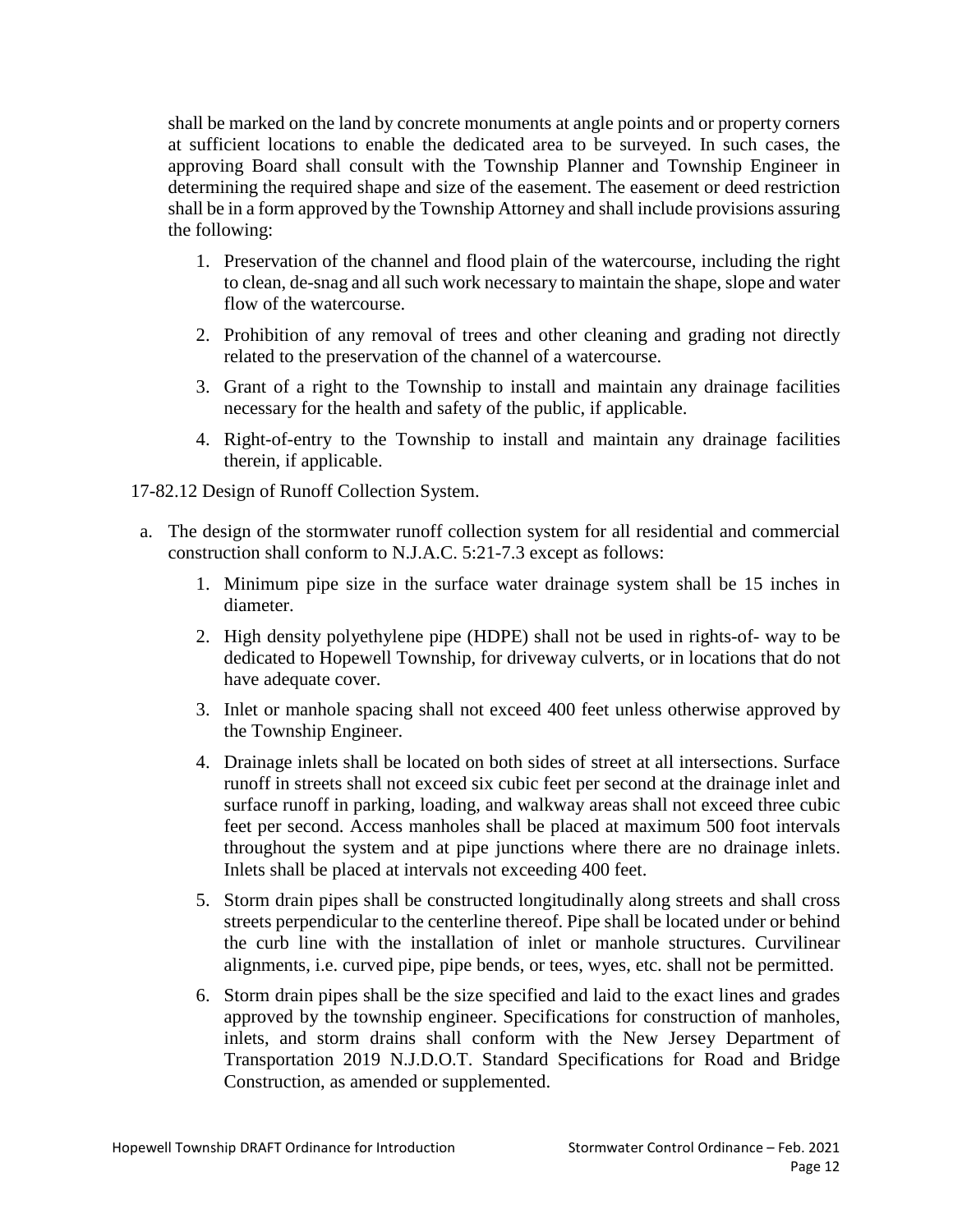shall be marked on the land by concrete monuments at angle points and or property corners at sufficient locations to enable the dedicated area to be surveyed. In such cases, the approving Board shall consult with the Township Planner and Township Engineer in determining the required shape and size of the easement. The easement or deed restriction shall be in a form approved by the Township Attorney and shall include provisions assuring the following:

1. Preservation of the channel and flood plain of the watercourse, including the right to clean, de-snag and all such work necessary to maintain the shape, slope and water flow of the watercourse.
2. Prohibition of any removal of trees and other cleaning and grading not directly related to the preservation of the channel of a watercourse.
3. Grant of a right to the Township to install and maintain any drainage facilities necessary for the health and safety of the public, if applicable.
4. Right-of-entry to the Township to install and maintain any drainage facilities therein, if applicable.

17-82.12 Design of Runoff Collection System.

a. The design of the stormwater runoff collection system for all residential and commercial construction shall conform to N.J.A.C. 5:21-7.3 except as follows:

   1. Minimum pipe size in the surface water drainage system shall be 15 inches in diameter.
   2. High density polyethylene pipe (HDPE) shall not be used in rights-of- way to be dedicated to Hopewell Township, for driveway culverts, or in locations that do not have adequate cover.
   3. Inlet or manhole spacing shall not exceed 400 feet unless otherwise approved by the Township Engineer.
   4. Drainage inlets shall be located on both sides of street at all intersections. Surface runoff in streets shall not exceed six cubic feet per second at the drainage inlet and surface runoff in parking, loading, and walkway areas shall not exceed three cubic feet per second. Access manholes shall be placed at maximum 500 foot intervals throughout the system and at pipe junctions where there are no drainage inlets. Inlets shall be placed at intervals not exceeding 400 feet.
   5. Storm drain pipes shall be constructed longitudinally along streets and shall cross streets perpendicular to the centerline thereof. Pipe shall be located under or behind the curb line with the installation of inlet or manhole structures. Curvilinear alignments, i.e. curved pipe, pipe bends, or tees, wyes, etc. shall not be permitted.
   6. Storm drain pipes shall be the size specified and laid to the exact lines and grades approved by the township engineer. Specifications for construction of manholes, inlets, and storm drains shall conform with the New Jersey Department of Transportation 2019 N.J.D.O.T. Standard Specifications for Road and Bridge Construction, as amended or supplemented.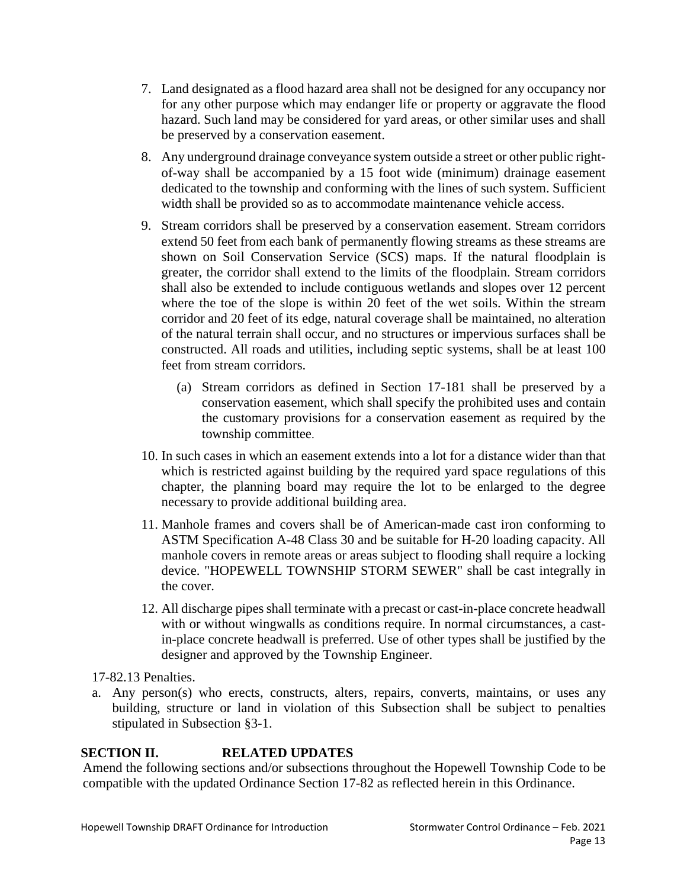7. Land designated as a flood hazard area shall not be designed for any occupancy nor for any other purpose which may endanger life or property or aggravate the flood hazard. Such land may be considered for yard areas, or other similar uses and shall be preserved by a conservation easement.

8. Any underground drainage conveyance system outside a street or other public right-of-way shall be accompanied by a 15 foot wide (minimum) drainage easement dedicated to the township and conforming with the lines of such system. Sufficient width shall be provided so as to accommodate maintenance vehicle access.

9. Stream corridors shall be preserved by a conservation easement. Stream corridors extend 50 feet from each bank of permanently flowing streams as these streams are shown on Soil Conservation Service (SCS) maps. If the natural floodplain is greater, the corridor shall extend to the limits of the floodplain. Stream corridors shall also be extended to include contiguous wetlands and slopes over 12 percent where the toe of the slope is within 20 feet of the wet soils. Within the stream corridor and 20 feet of its edge, natural coverage shall be maintained, no alteration of the natural terrain shall occur, and no structures or impervious surfaces shall be constructed. All roads and utilities, including septic systems, shall be at least 100 feet from stream corridors.

   (a) Stream corridors as defined in Section 17-181 shall be preserved by a conservation easement, which shall specify the prohibited uses and contain the customary provisions for a conservation easement as required by the township committee.

10. In such cases in which an easement extends into a lot for a distance wider than that which is restricted against building by the required yard space regulations of this chapter, the planning board may require the lot to be enlarged to the degree necessary to provide additional building area.

11. Manhole frames and covers shall be of American-made cast iron conforming to ASTM Specification A-48 Class 30 and be suitable for H-20 loading capacity. All manhole covers in remote areas or areas subject to flooding shall require a locking device. "HOPEWELL TOWNSHIP STORM SEWER" shall be cast integrally in the cover.

12. All discharge pipes shall terminate with a precast or cast-in-place concrete headwall with or without wingwalls as conditions require. In normal circumstances, a cast-in-place concrete headwall is preferred. Use of other types shall be justified by the designer and approved by the Township Engineer.

17-82.13 Penalties.

a. Any person(s) who erects, constructs, alters, repairs, converts, maintains, or uses any building, structure or land in violation of this Subsection shall be subject to penalties stipulated in Subsection §3-1.

## SECTION II. RELATED UPDATES

Amend the following sections and/or subsections throughout the Hopewell Township Code to be compatible with the updated Ordinance Section 17-82 as reflected herein in this Ordinance.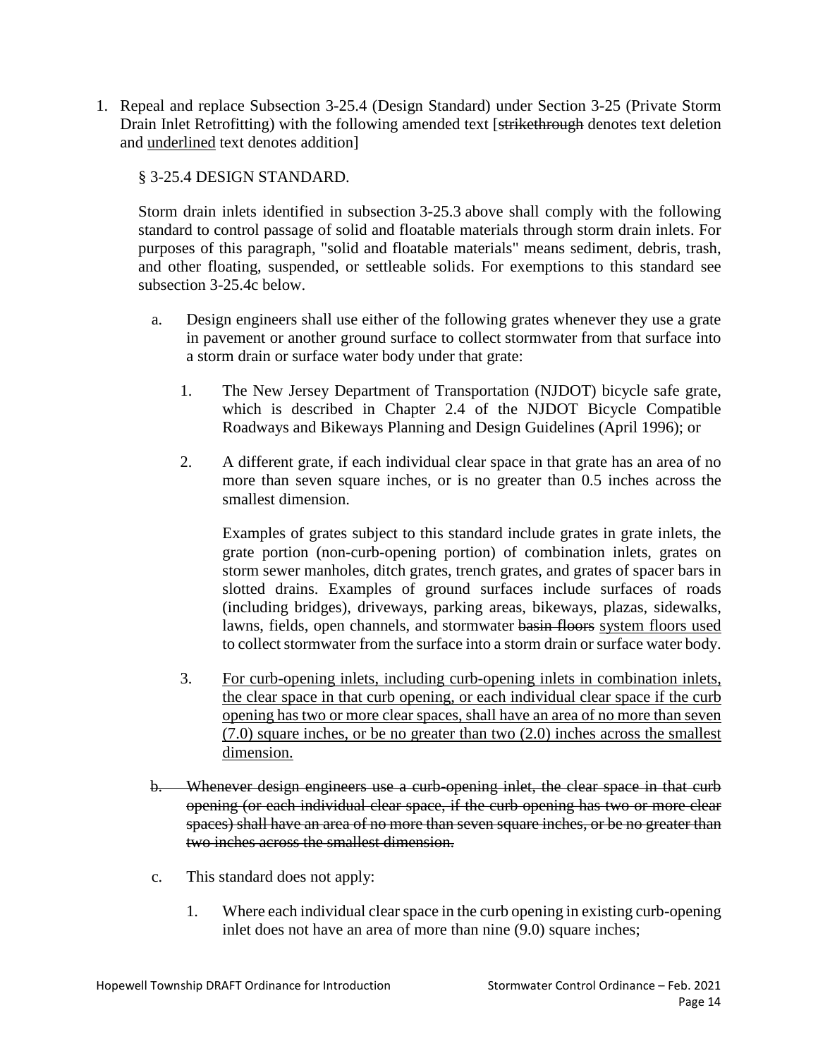1. Repeal and replace Subsection 3-25.4 (Design Standard) under Section 3-25 (Private Storm Drain Inlet Retrofitting) with the following amended text [~~strikethrough~~ denotes text deletion and <u>underlined</u> text denotes addition]

   § 3-25.4 DESIGN STANDARD.

   Storm drain inlets identified in subsection 3-25.3 above shall comply with the following standard to control passage of solid and floatable materials through storm drain inlets. For purposes of this paragraph, "solid and floatable materials" means sediment, debris, trash, and other floating, suspended, or settleable solids. For exemptions to this standard see subsection 3-25.4c below.

   a. Design engineers shall use either of the following grates whenever they use a grate in pavement or another ground surface to collect stormwater from that surface into a storm drain or surface water body under that grate:

      1. The New Jersey Department of Transportation (NJDOT) bicycle safe grate, which is described in Chapter 2.4 of the NJDOT Bicycle Compatible Roadways and Bikeways Planning and Design Guidelines (April 1996); or

      2. A different grate, if each individual clear space in that grate has an area of no more than seven square inches, or is no greater than 0.5 inches across the smallest dimension.

         Examples of grates subject to this standard include grates in grate inlets, the grate portion (non-curb-opening portion) of combination inlets, grates on storm sewer manholes, ditch grates, trench grates, and grates of spacer bars in slotted drains. Examples of ground surfaces include surfaces of roads (including bridges), driveways, parking areas, bikeways, plazas, sidewalks, lawns, fields, open channels, and stormwater ~~basin floors~~ <u>system floors used</u> to collect stormwater from the surface into a storm drain or surface water body.

      3. <u>For curb-opening inlets, including curb-opening inlets in combination inlets, the clear space in that curb opening, or each individual clear space if the curb opening has two or more clear spaces, shall have an area of no more than seven (7.0) square inches, or be no greater than two (2.0) inches across the smallest dimension.</u>

   ~~b. Whenever design engineers use a curb-opening inlet, the clear space in that curb opening (or each individual clear space, if the curb opening has two or more clear spaces) shall have an area of no more than seven square inches, or be no greater than two inches across the smallest dimension.~~

   c. This standard does not apply:

      1. Where each individual clear space in the curb opening in existing curb-opening inlet does not have an area of more than nine (9.0) square inches;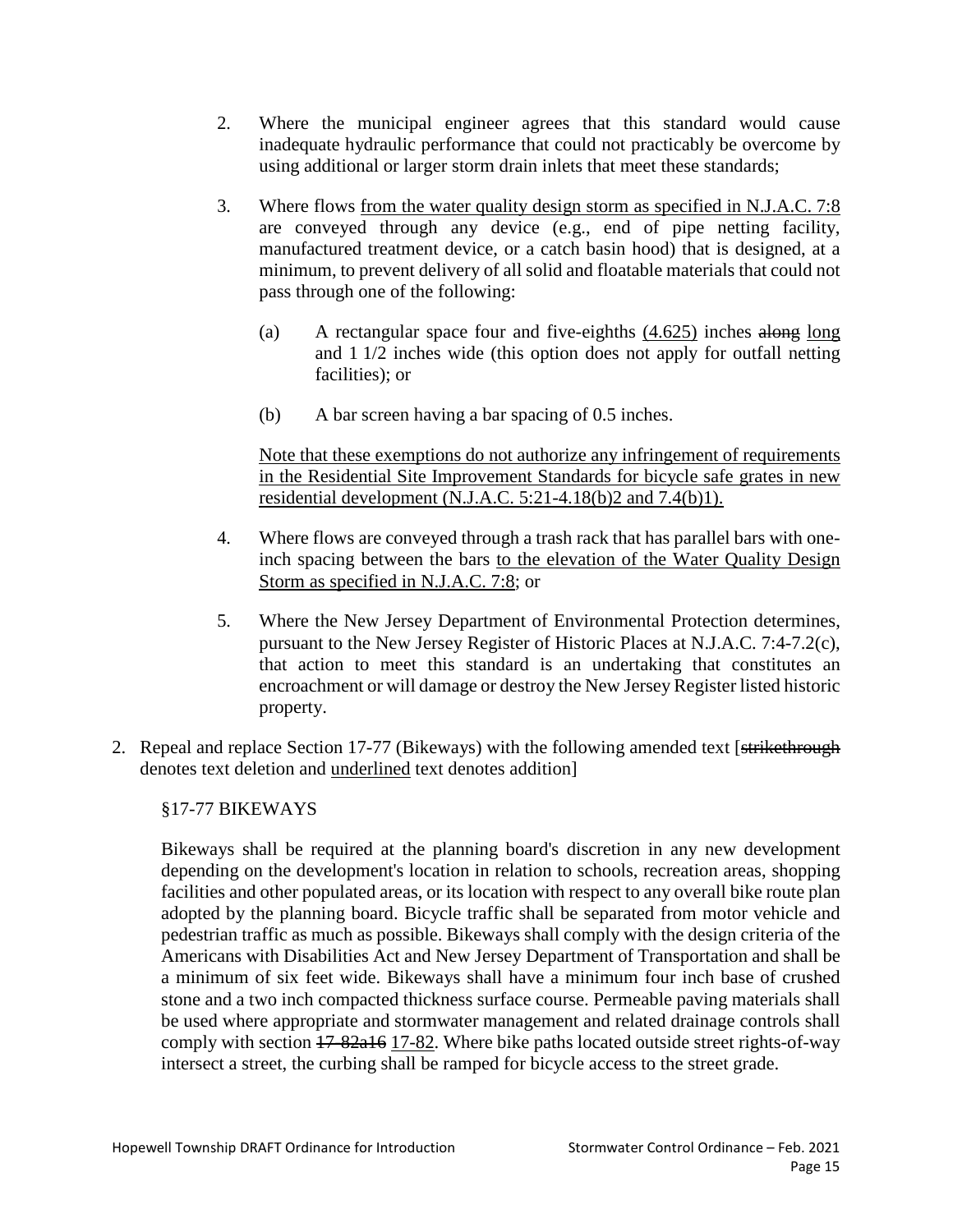2. Where the municipal engineer agrees that this standard would cause inadequate hydraulic performance that could not practicably be overcome by using additional or larger storm drain inlets that meet these standards;

3. Where flows <u>from the water quality design storm as specified in N.J.A.C. 7:8</u> are conveyed through any device (e.g., end of pipe netting facility, manufactured treatment device, or a catch basin hood) that is designed, at a minimum, to prevent delivery of all solid and floatable materials that could not pass through one of the following:

   (a) A rectangular space four and five-eighths <u>(4.625)</u> inches ~~along~~ <u>long</u> and 1 1/2 inches wide (this option does not apply for outfall netting facilities); or

   (b) A bar screen having a bar spacing of 0.5 inches.

   <u>Note that these exemptions do not authorize any infringement of requirements in the Residential Site Improvement Standards for bicycle safe grates in new residential development (N.J.A.C. 5:21-4.18(b)2 and 7.4(b)1).</u>

4. Where flows are conveyed through a trash rack that has parallel bars with one-inch spacing between the bars <u>to the elevation of the Water Quality Design Storm as specified in N.J.A.C. 7:8</u>; or

5. Where the New Jersey Department of Environmental Protection determines, pursuant to the New Jersey Register of Historic Places at N.J.A.C. 7:4-7.2(c), that action to meet this standard is an undertaking that constitutes an encroachment or will damage or destroy the New Jersey Register listed historic property.

2. Repeal and replace Section 17-77 (Bikeways) with the following amended text [~~strikethrough~~ denotes text deletion and <u>underlined</u> text denotes addition]

   §17-77 BIKEWAYS

   Bikeways shall be required at the planning board's discretion in any new development depending on the development's location in relation to schools, recreation areas, shopping facilities and other populated areas, or its location with respect to any overall bike route plan adopted by the planning board. Bicycle traffic shall be separated from motor vehicle and pedestrian traffic as much as possible. Bikeways shall comply with the design criteria of the Americans with Disabilities Act and New Jersey Department of Transportation and shall be a minimum of six feet wide. Bikeways shall have a minimum four inch base of crushed stone and a two inch compacted thickness surface course. Permeable paving materials shall be used where appropriate and stormwater management and related drainage controls shall comply with section ~~17-82a16~~ <u>17-82</u>. Where bike paths located outside street rights-of-way intersect a street, the curbing shall be ramped for bicycle access to the street grade.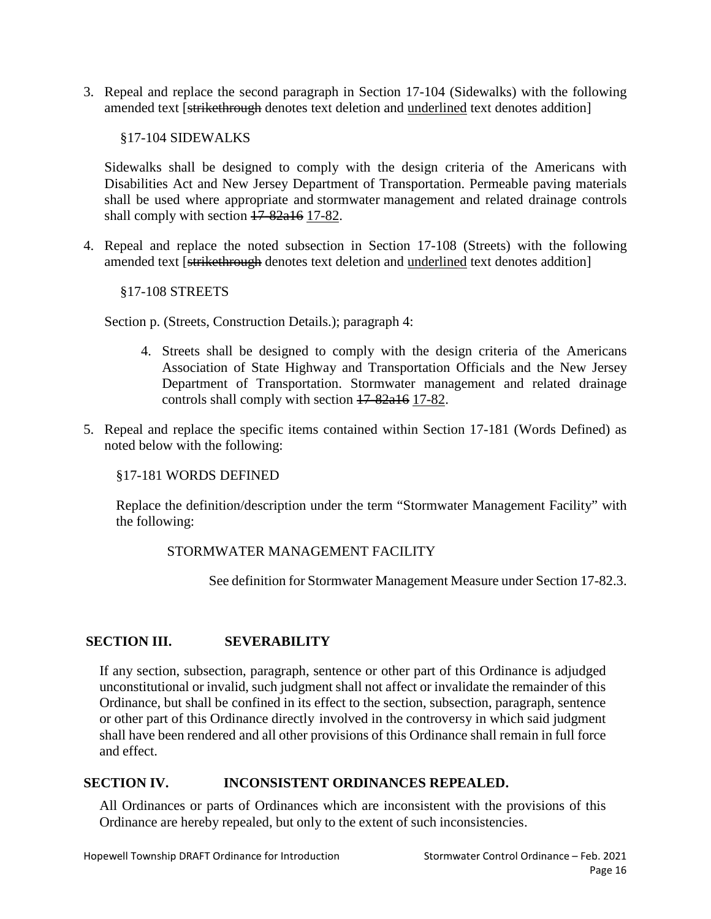3. Repeal and replace the second paragraph in Section 17-104 (Sidewalks) with the following amended text [~~strikethrough~~ denotes text deletion and <u>underlined</u> text denotes addition]

   §17-104 SIDEWALKS

   Sidewalks shall be designed to comply with the design criteria of the Americans with Disabilities Act and New Jersey Department of Transportation. Permeable paving materials shall be used where appropriate and stormwater management and related drainage controls shall comply with section ~~17-82a16~~ <u>17-82</u>.

4. Repeal and replace the noted subsection in Section 17-108 (Streets) with the following amended text [~~strikethrough~~ denotes text deletion and <u>underlined</u> text denotes addition]

   §17-108 STREETS

   Section p. (Streets, Construction Details.); paragraph 4:

   4. Streets shall be designed to comply with the design criteria of the Americans Association of State Highway and Transportation Officials and the New Jersey Department of Transportation. Stormwater management and related drainage controls shall comply with section ~~17-82a16~~ <u>17-82</u>.

5. Repeal and replace the specific items contained within Section 17-181 (Words Defined) as noted below with the following:

   §17-181 WORDS DEFINED

   Replace the definition/description under the term "Stormwater Management Facility" with the following:

   STORMWATER MANAGEMENT FACILITY

   See definition for Stormwater Management Measure under Section 17-82.3.

## SECTION III. SEVERABILITY

If any section, subsection, paragraph, sentence or other part of this Ordinance is adjudged unconstitutional or invalid, such judgment shall not affect or invalidate the remainder of this Ordinance, but shall be confined in its effect to the section, subsection, paragraph, sentence or other part of this Ordinance directly involved in the controversy in which said judgment shall have been rendered and all other provisions of this Ordinance shall remain in full force and effect.

## SECTION IV. INCONSISTENT ORDINANCES REPEALED.

All Ordinances or parts of Ordinances which are inconsistent with the provisions of this Ordinance are hereby repealed, but only to the extent of such inconsistencies.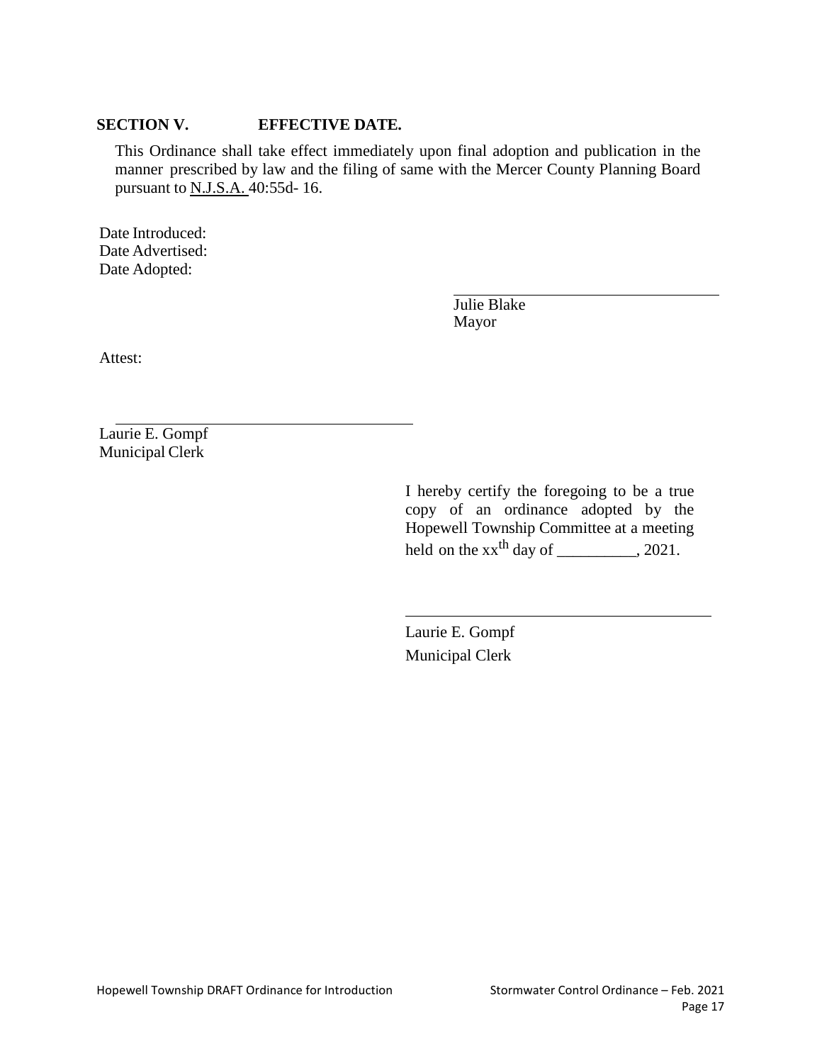**SECTION V. EFFECTIVE DATE.**

This Ordinance shall take effect immediately upon final adoption and publication in the manner prescribed by law and the filing of same with the Mercer County Planning Board pursuant to N.J.S.A. 40:55d- 16.

Date Introduced:
Date Advertised:
Date Adopted:

\_\_\_\_\_\_\_\_\_\_\_\_\_\_\_\_\_\_\_\_\_\_\_\_\_\_\_\_\_\_\_\_
Julie Blake
Mayor

Attest:

\_\_\_\_\_\_\_\_\_\_\_\_\_\_\_\_\_\_\_\_\_\_\_\_\_\_\_\_\_\_\_\_
Laurie E. Gompf
Municipal Clerk

I hereby certify the foregoing to be a true copy of an ordinance adopted by the Hopewell Township Committee at a meeting held on the xx$^{th}$ day of __________, 2021.

\_\_\_\_\_\_\_\_\_\_\_\_\_\_\_\_\_\_\_\_\_\_\_\_\_\_\_\_\_\_\_\_
Laurie E. Gompf
Municipal Clerk